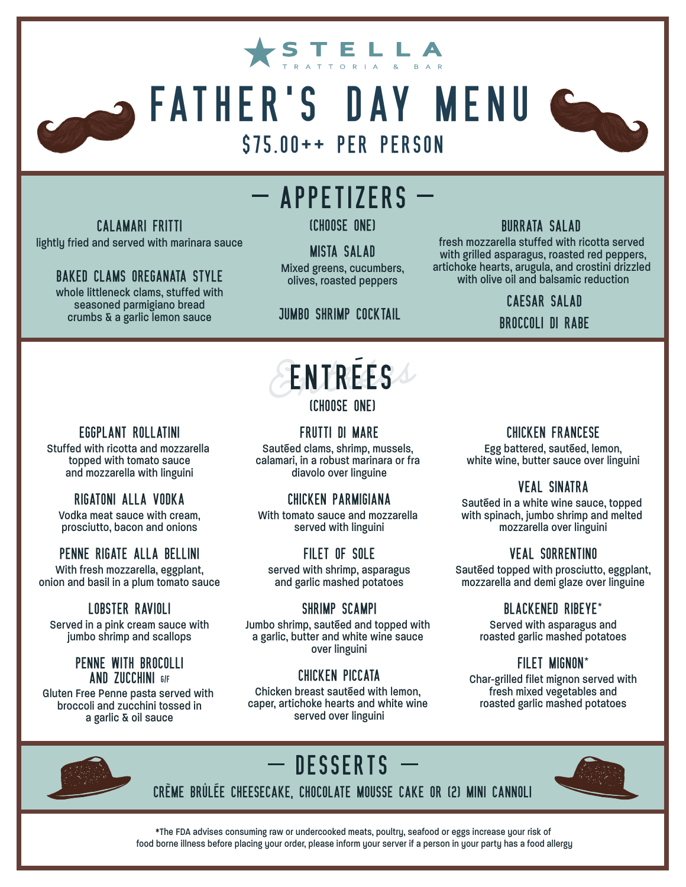STELLA
TRATTORIA & BAR

# FATHER'S DAY MENU

## $75.00++ PER PERSON

## — APPETIZERS —

(CHOOSE ONE)

### CALAMARI FRITTI
lightly fried and served with marinara sauce

### BAKED CLAMS OREGANATA STYLE
whole littleneck clams, stuffed with seasoned parmigiano bread crumbs & a garlic lemon sauce

### MISTA SALAD
Mixed greens, cucumbers, olives, roasted peppers

### JUMBO SHRIMP COCKTAIL

### BURRATA SALAD
fresh mozzarella stuffed with ricotta served with grilled asparagus, roasted red peppers, artichoke hearts, arugula, and crostini drizzled with olive oil and balsamic reduction

### CAESAR SALAD

### BROCCOLI DI RABE

## ENTRÉES

(CHOOSE ONE)

### EGGPLANT ROLLATINI
Stuffed with ricotta and mozzarella topped with tomato sauce and mozzarella with linguini

### RIGATONI ALLA VODKA
Vodka meat sauce with cream, prosciutto, bacon and onions

### PENNE RIGATE ALLA BELLINI
With fresh mozzarella, eggplant, onion and basil in a plum tomato sauce

### LOBSTER RAVIOLI
Served in a pink cream sauce with jumbo shrimp and scallops

### PENNE WITH BROCOLLI AND ZUCCHINI G/F
Gluten Free Penne pasta served with broccoli and zucchini tossed in a garlic & oil sauce

### FRUTTI DI MARE
Sautēed clams, shrimp, mussels, calamari, in a robust marinara or fra diavolo over linguine

### CHICKEN PARMIGIANA
With tomato sauce and mozzarella served with linguini

### FILET OF SOLE
served with shrimp, asparagus and garlic mashed potatoes

### SHRIMP SCAMPI
Jumbo shrimp, sautēed and topped with a garlic, butter and white wine sauce over linguini

### CHICKEN PICCATA
Chicken breast sautēed with lemon, caper, artichoke hearts and white wine served over linguini

### CHICKEN FRANCESE
Egg battered, sautēed, lemon, white wine, butter sauce over linguini

### VEAL SINATRA
Sautēed in a white wine sauce, topped with spinach, jumbo shrimp and melted mozzarella over linguini

### VEAL SORRENTINO
Sautēed topped with prosciutto, eggplant, mozzarella and demi glaze over linguine

### BLACKENED RIBEYE*
Served with asparagus and roasted garlic mashed potatoes

### FILET MIGNON*
Char-grilled filet mignon served with fresh mixed vegetables and roasted garlic mashed potatoes

## — DESSERTS —

CRÈME BRÛLÉE CHEESECAKE, CHOCOLATE MOUSSE CAKE OR (2) MINI CANNOLI

*The FDA advises consuming raw or undercooked meats, poultry, seafood or eggs increase your risk of food borne illness before placing your order, please inform your server if a person in your party has a food allergy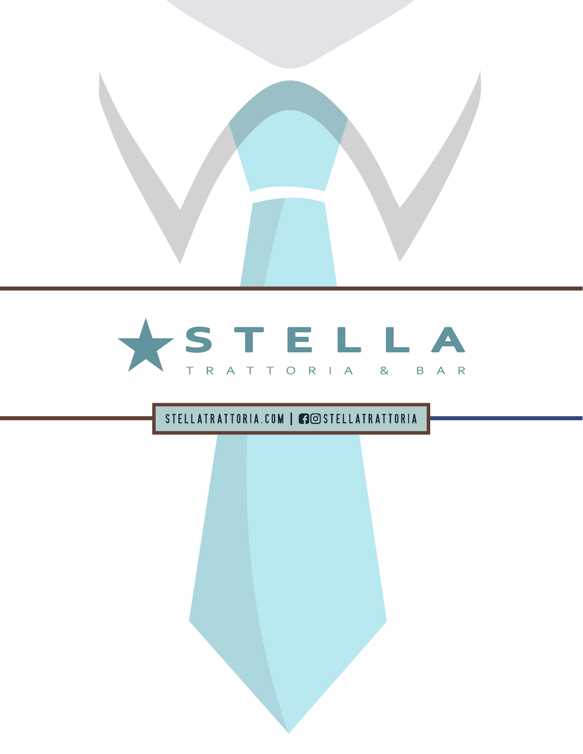# STELLA

TRATTORIA & BAR

STELLATRATTORIA.COM | STELLATRATTORIA